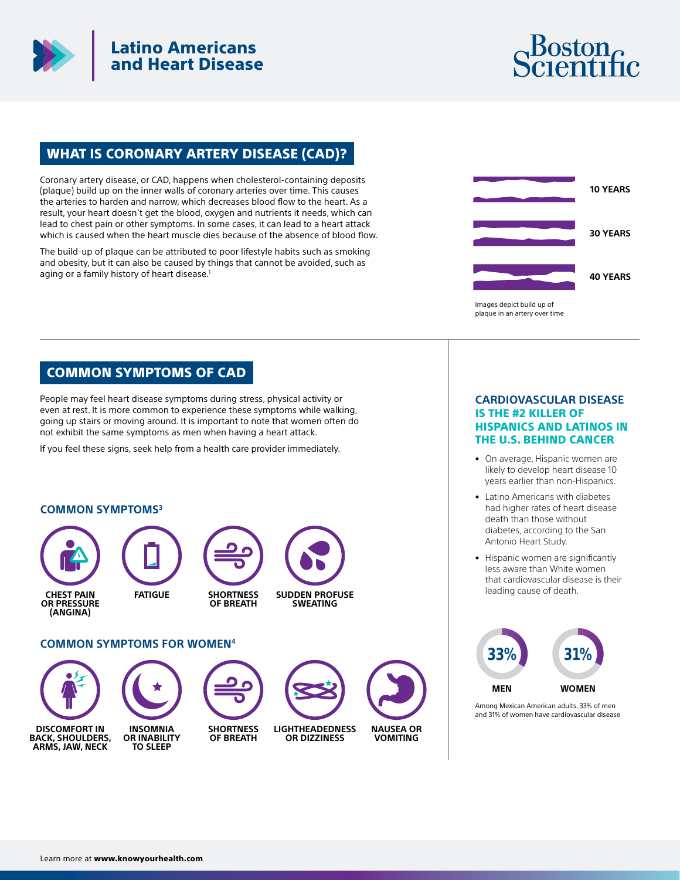# Latino Americans and Heart Disease

Boston Scientific

## WHAT IS CORONARY ARTERY DISEASE (CAD)?

Coronary artery disease, or CAD, happens when cholesterol-containing deposits (plaque) build up on the inner walls of coronary arteries over time. This causes the arteries to harden and narrow, which decreases blood flow to the heart. As a result, your heart doesn't get the blood, oxygen and nutrients it needs, which can lead to chest pain or other symptoms. In some cases, it can lead to a heart attack which is caused when the heart muscle dies because of the absence of blood flow.

The build-up of plaque can be attributed to poor lifestyle habits such as smoking and obesity, but it can also be caused by things that cannot be avoided, such as aging or a family history of heart disease.[1]

10 YEARS

30 YEARS

40 YEARS

Images depict build up of plaque in an artery over time

## COMMON SYMPTOMS OF CAD

People may feel heart disease symptoms during stress, physical activity or even at rest. It is more common to experience these symptoms while walking, going up stairs or moving around. It is important to note that women often do not exhibit the same symptoms as men when having a heart attack.

If you feel these signs, seek help from a health care provider immediately.

### COMMON SYMPTOMS[3]

- CHEST PAIN OR PRESSURE (ANGINA)
- FATIGUE
- SHORTNESS OF BREATH
- SUDDEN PROFUSE SWEATING

### COMMON SYMPTOMS FOR WOMEN[4]

- DISCOMFORT IN BACK, SHOULDERS, ARMS, JAW, NECK
- INSOMNIA OR INABILITY TO SLEEP
- SHORTNESS OF BREATH
- LIGHTHEADEDNESS OR DIZZINESS
- NAUSEA OR VOMITING

### CARDIOVASCULAR DISEASE IS THE #2 KILLER OF HISPANICS AND LATINOS IN THE U.S. BEHIND CANCER

- On average, Hispanic women are likely to develop heart disease 10 years earlier than non-Hispanics.
- Latino Americans with diabetes had higher rates of heart disease death than those without diabetes, according to the San Antonio Heart Study.
- Hispanic women are significantly less aware than White women that cardiovascular disease is their leading cause of death.

33% MEN

31% WOMEN

Among Mexican American adults, 33% of men and 31% of women have cardiovascular disease

Learn more at **www.knowyourhealth.com**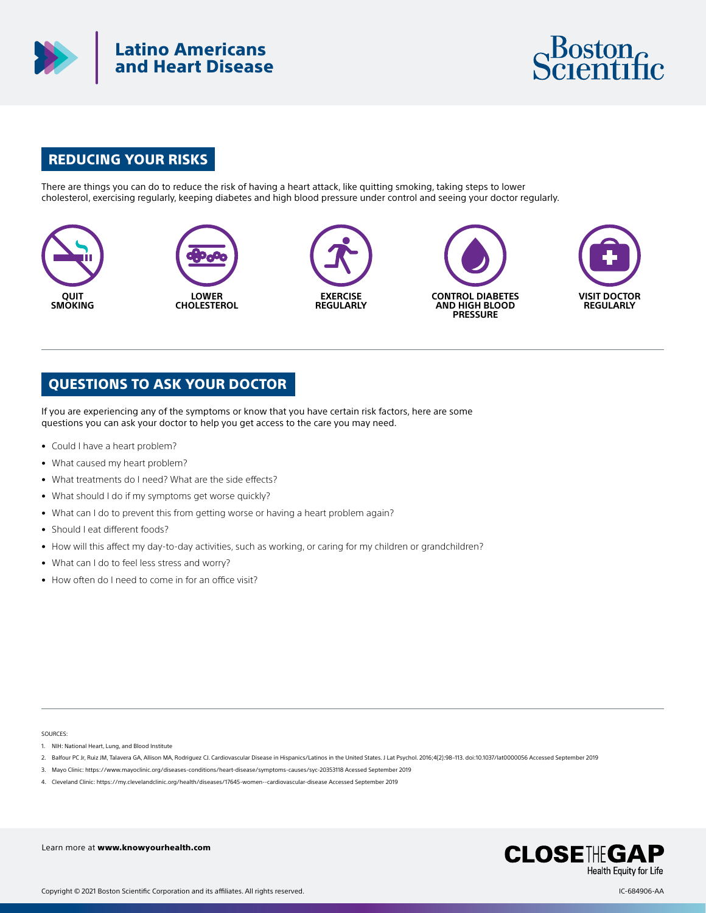## REDUCING YOUR RISKS

There are things you can do to reduce the risk of having a heart attack, like quitting smoking, taking steps to lower cholesterol, exercising regularly, keeping diabetes and high blood pressure under control and seeing your doctor regularly.

QUIT SMOKING

LOWER CHOLESTEROL

EXERCISE REGULARLY

CONTROL DIABETES AND HIGH BLOOD PRESSURE

VISIT DOCTOR REGULARLY

## QUESTIONS TO ASK YOUR DOCTOR

If you are experiencing any of the symptoms or know that you have certain risk factors, here are some questions you can ask your doctor to help you get access to the care you may need.

- Could I have a heart problem?
- What caused my heart problem?
- What treatments do I need? What are the side effects?
- What should I do if my symptoms get worse quickly?
- What can I do to prevent this from getting worse or having a heart problem again?
- Should I eat different foods?
- How will this affect my day-to-day activities, such as working, or caring for my children or grandchildren?
- What can I do to feel less stress and worry?
- How often do I need to come in for an office visit?

SOURCES:

1. NIH: National Heart, Lung, and Blood Institute
2. Balfour PC Jr, Ruiz JM, Talavera GA, Allison MA, Rodriguez CJ. Cardiovascular Disease in Hispanics/Latinos in the United States. J Lat Psychol. 2016;4(2):98–113. doi:10.1037/lat0000056 Accessed September 2019
3. Mayo Clinic: https://www.mayoclinic.org/diseases-conditions/heart-disease/symptoms-causes/syc-20353118 Acessed September 2019
4. Cleveland Clinic: https://my.clevelandclinic.org/health/diseases/17645-women--cardiovascular-disease Accessed September 2019

Learn more at **www.knowyourhealth.com**

CLOSE THE GAP
Health Equity for Life

Copyright © 2021 Boston Scientific Corporation and its affiliates. All rights reserved.

IC-684906-AA